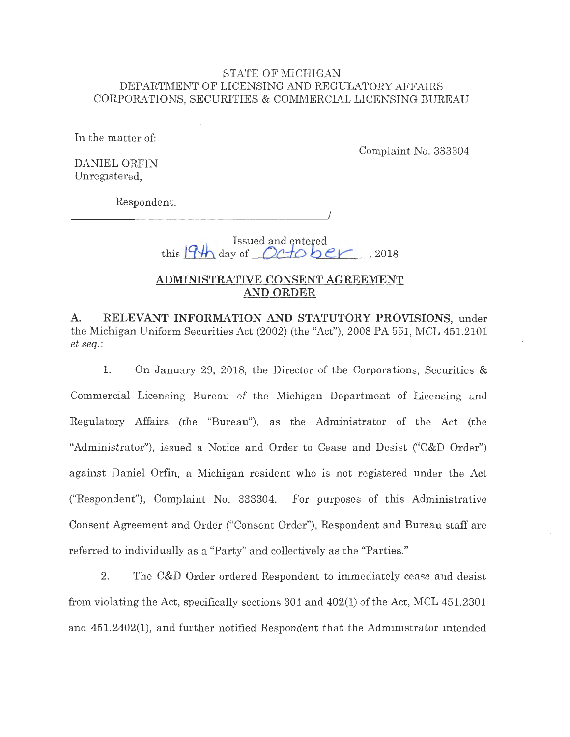STATE OF MICHIGAN
DEPARTMENT OF LICENSING AND REGULATORY AFFAIRS
CORPORATIONS, SECURITIES & COMMERCIAL LICENSING BUREAU

In the matter of:

DANIEL ORFIN
Unregistered,

Respondent.

Complaint No. 333304

Issued and entered
this 19th day of October, 2018

## ADMINISTRATIVE CONSENT AGREEMENT AND ORDER

**A. RELEVANT INFORMATION AND STATUTORY PROVISIONS**, under the Michigan Uniform Securities Act (2002) (the "Act"), 2008 PA 551, MCL 451.2101 *et seq.*:

1. On January 29, 2018, the Director of the Corporations, Securities & Commercial Licensing Bureau of the Michigan Department of Licensing and Regulatory Affairs (the "Bureau"), as the Administrator of the Act (the "Administrator"), issued a Notice and Order to Cease and Desist ("C&D Order") against Daniel Orfin, a Michigan resident who is not registered under the Act ("Respondent"), Complaint No. 333304. For purposes of this Administrative Consent Agreement and Order ("Consent Order"), Respondent and Bureau staff are referred to individually as a "Party" and collectively as the "Parties."

2. The C&D Order ordered Respondent to immediately cease and desist from violating the Act, specifically sections 301 and 402(1) of the Act, MCL 451.2301 and 451.2402(1), and further notified Respondent that the Administrator intended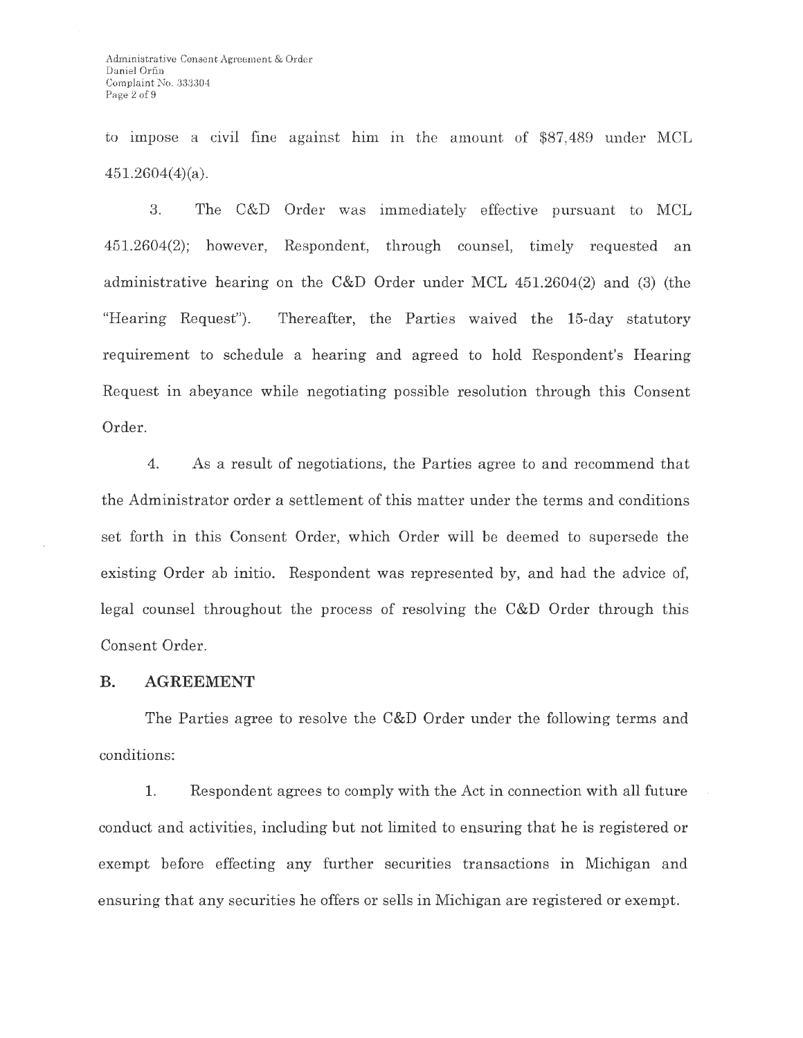to impose a civil fine against him in the amount of $87,489 under MCL 451.2604(4)(a).

3. The C&D Order was immediately effective pursuant to MCL 451.2604(2); however, Respondent, through counsel, timely requested an administrative hearing on the C&D Order under MCL 451.2604(2) and (3) (the "Hearing Request"). Thereafter, the Parties waived the 15-day statutory requirement to schedule a hearing and agreed to hold Respondent's Hearing Request in abeyance while negotiating possible resolution through this Consent Order.

4. As a result of negotiations, the Parties agree to and recommend that the Administrator order a settlement of this matter under the terms and conditions set forth in this Consent Order, which Order will be deemed to supersede the existing Order ab initio. Respondent was represented by, and had the advice of, legal counsel throughout the process of resolving the C&D Order through this Consent Order.

## B. AGREEMENT

The Parties agree to resolve the C&D Order under the following terms and conditions:

1. Respondent agrees to comply with the Act in connection with all future conduct and activities, including but not limited to ensuring that he is registered or exempt before effecting any further securities transactions in Michigan and ensuring that any securities he offers or sells in Michigan are registered or exempt.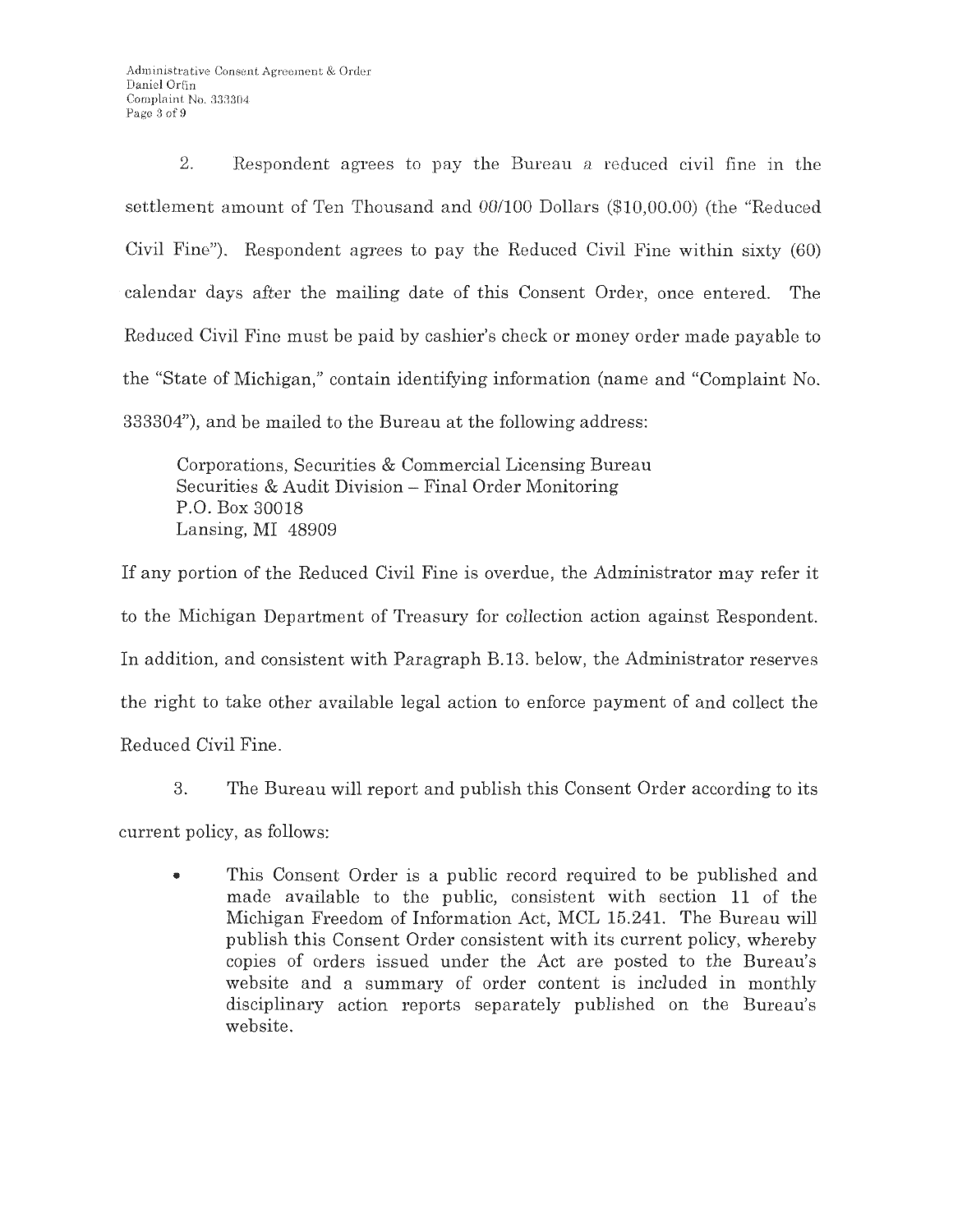2. Respondent agrees to pay the Bureau a reduced civil fine in the settlement amount of Ten Thousand and 00/100 Dollars ($10,00.00) (the "Reduced Civil Fine"). Respondent agrees to pay the Reduced Civil Fine within sixty (60) calendar days after the mailing date of this Consent Order, once entered. The Reduced Civil Fine must be paid by cashier's check or money order made payable to the "State of Michigan," contain identifying information (name and "Complaint No. 333304"), and be mailed to the Bureau at the following address:

> Corporations, Securities & Commercial Licensing Bureau
> Securities & Audit Division – Final Order Monitoring
> P.O. Box 30018
> Lansing, MI 48909

If any portion of the Reduced Civil Fine is overdue, the Administrator may refer it to the Michigan Department of Treasury for collection action against Respondent. In addition, and consistent with Paragraph B.13. below, the Administrator reserves the right to take other available legal action to enforce payment of and collect the Reduced Civil Fine.

3. The Bureau will report and publish this Consent Order according to its current policy, as follows:

- This Consent Order is a public record required to be published and made available to the public, consistent with section 11 of the Michigan Freedom of Information Act, MCL 15.241. The Bureau will publish this Consent Order consistent with its current policy, whereby copies of orders issued under the Act are posted to the Bureau's website and a summary of order content is included in monthly disciplinary action reports separately published on the Bureau's website.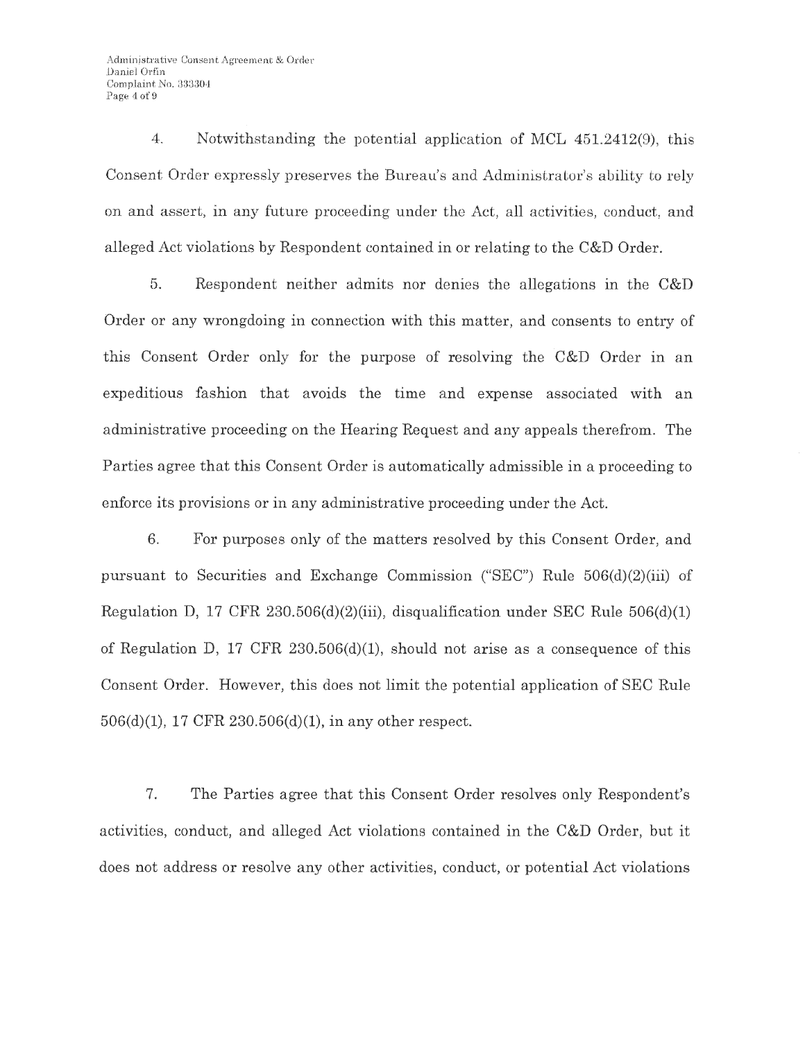4. Notwithstanding the potential application of MCL 451.2412(9), this Consent Order expressly preserves the Bureau's and Administrator's ability to rely on and assert, in any future proceeding under the Act, all activities, conduct, and alleged Act violations by Respondent contained in or relating to the C&D Order.

5. Respondent neither admits nor denies the allegations in the C&D Order or any wrongdoing in connection with this matter, and consents to entry of this Consent Order only for the purpose of resolving the C&D Order in an expeditious fashion that avoids the time and expense associated with an administrative proceeding on the Hearing Request and any appeals therefrom. The Parties agree that this Consent Order is automatically admissible in a proceeding to enforce its provisions or in any administrative proceeding under the Act.

6. For purposes only of the matters resolved by this Consent Order, and pursuant to Securities and Exchange Commission ("SEC") Rule 506(d)(2)(iii) of Regulation D, 17 CFR 230.506(d)(2)(iii), disqualification under SEC Rule 506(d)(1) of Regulation D, 17 CFR 230.506(d)(1), should not arise as a consequence of this Consent Order. However, this does not limit the potential application of SEC Rule 506(d)(1), 17 CFR 230.506(d)(1), in any other respect.

7. The Parties agree that this Consent Order resolves only Respondent's activities, conduct, and alleged Act violations contained in the C&D Order, but it does not address or resolve any other activities, conduct, or potential Act violations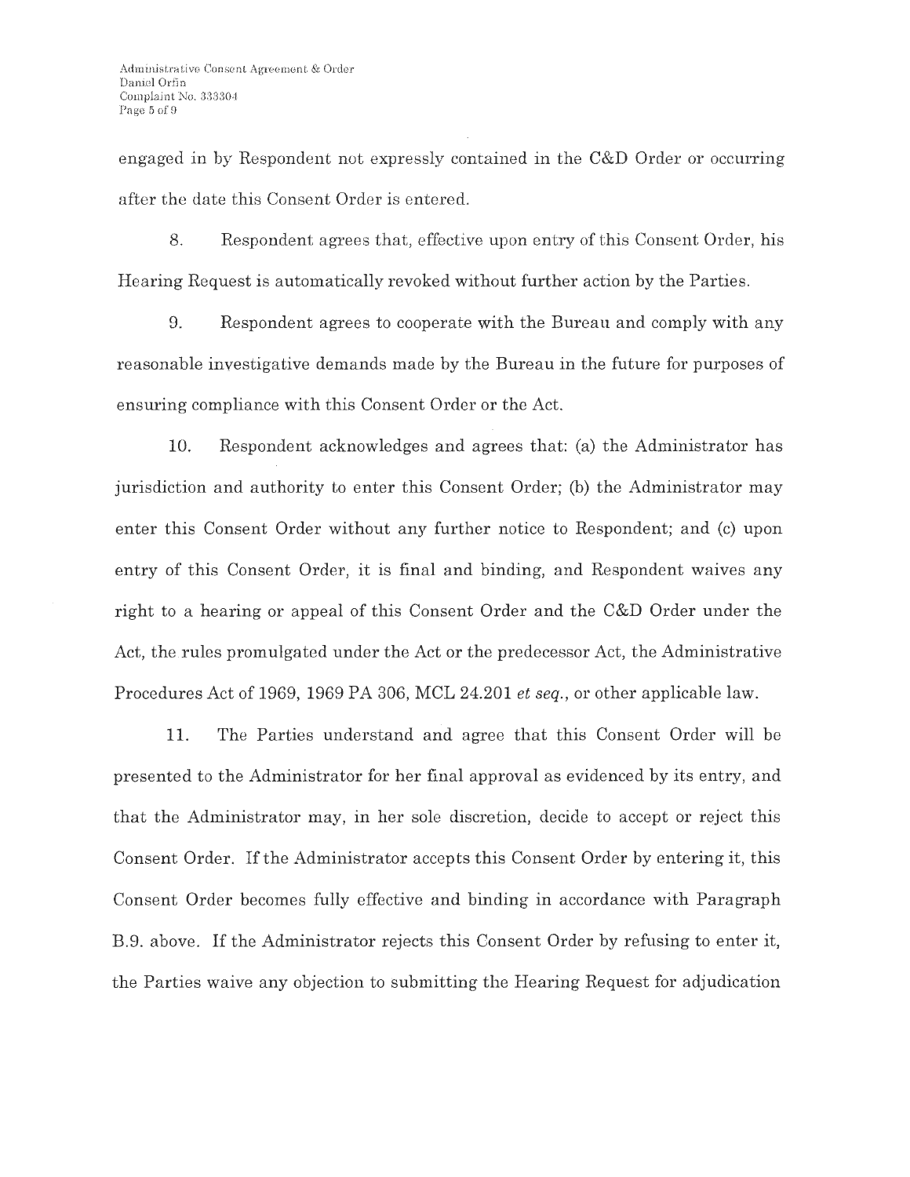engaged in by Respondent not expressly contained in the C&D Order or occurring after the date this Consent Order is entered.

8. Respondent agrees that, effective upon entry of this Consent Order, his Hearing Request is automatically revoked without further action by the Parties.

9. Respondent agrees to cooperate with the Bureau and comply with any reasonable investigative demands made by the Bureau in the future for purposes of ensuring compliance with this Consent Order or the Act.

10. Respondent acknowledges and agrees that: (a) the Administrator has jurisdiction and authority to enter this Consent Order; (b) the Administrator may enter this Consent Order without any further notice to Respondent; and (c) upon entry of this Consent Order, it is final and binding, and Respondent waives any right to a hearing or appeal of this Consent Order and the C&D Order under the Act, the rules promulgated under the Act or the predecessor Act, the Administrative Procedures Act of 1969, 1969 PA 306, MCL 24.201 *et seq.*, or other applicable law.

11. The Parties understand and agree that this Consent Order will be presented to the Administrator for her final approval as evidenced by its entry, and that the Administrator may, in her sole discretion, decide to accept or reject this Consent Order. If the Administrator accepts this Consent Order by entering it, this Consent Order becomes fully effective and binding in accordance with Paragraph B.9. above. If the Administrator rejects this Consent Order by refusing to enter it, the Parties waive any objection to submitting the Hearing Request for adjudication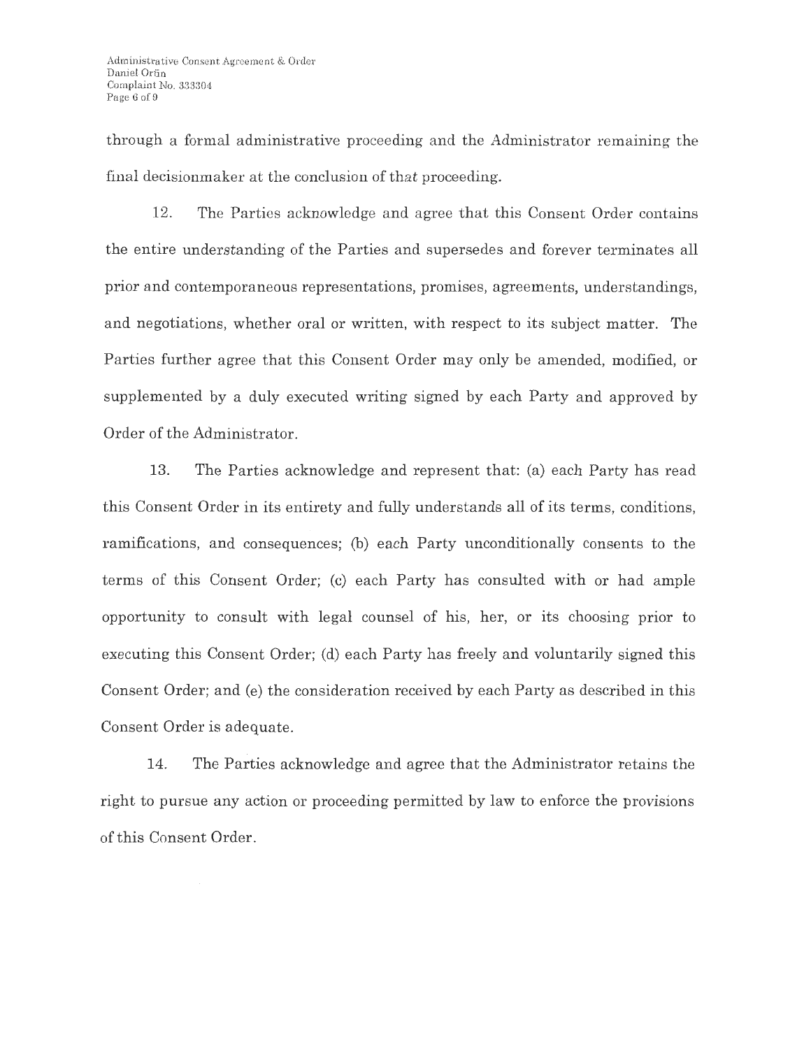through a formal administrative proceeding and the Administrator remaining the final decisionmaker at the conclusion of that proceeding.

12. The Parties acknowledge and agree that this Consent Order contains the entire understanding of the Parties and supersedes and forever terminates all prior and contemporaneous representations, promises, agreements, understandings, and negotiations, whether oral or written, with respect to its subject matter. The Parties further agree that this Consent Order may only be amended, modified, or supplemented by a duly executed writing signed by each Party and approved by Order of the Administrator.

13. The Parties acknowledge and represent that: (a) each Party has read this Consent Order in its entirety and fully understands all of its terms, conditions, ramifications, and consequences; (b) each Party unconditionally consents to the terms of this Consent Order; (c) each Party has consulted with or had ample opportunity to consult with legal counsel of his, her, or its choosing prior to executing this Consent Order; (d) each Party has freely and voluntarily signed this Consent Order; and (e) the consideration received by each Party as described in this Consent Order is adequate.

14. The Parties acknowledge and agree that the Administrator retains the right to pursue any action or proceeding permitted by law to enforce the provisions of this Consent Order.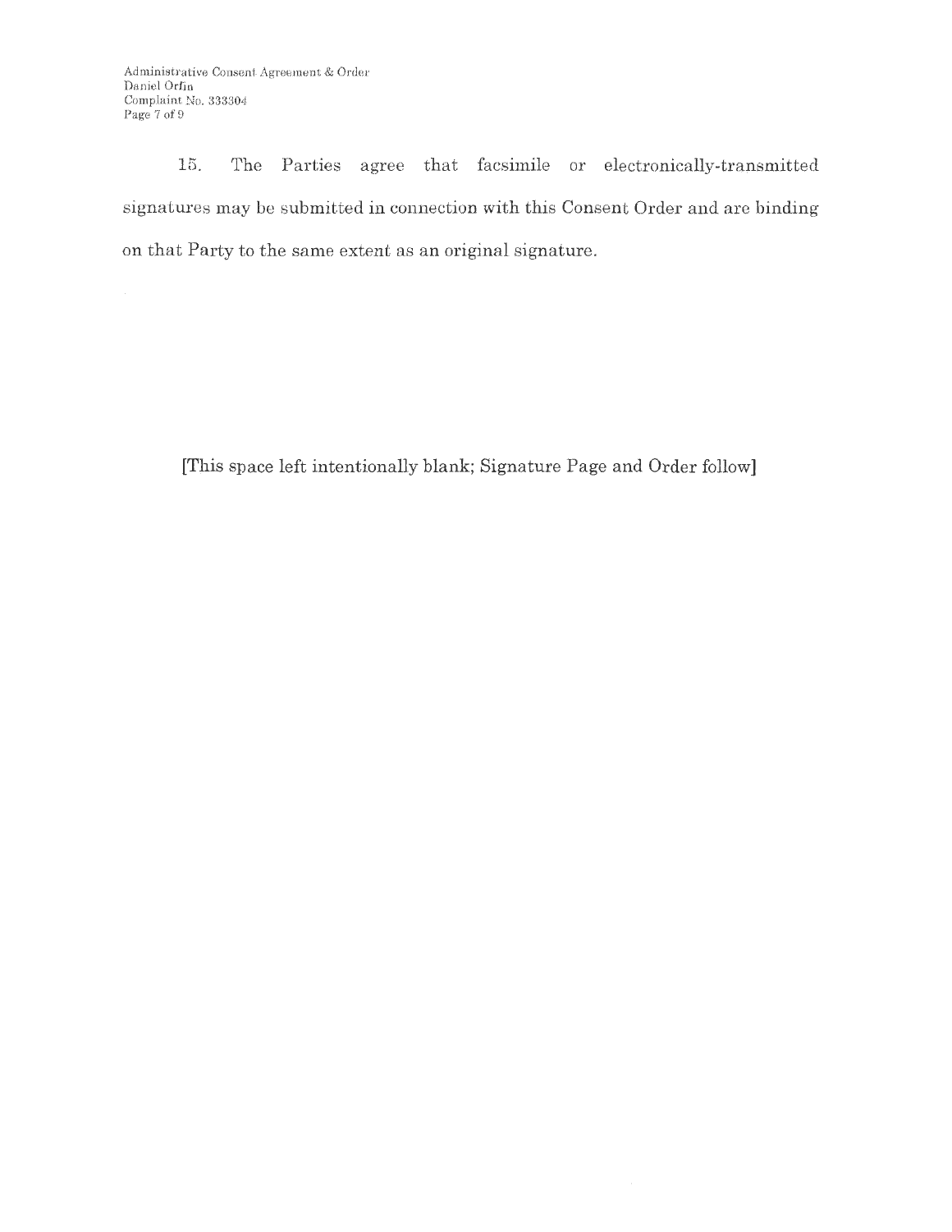15. The Parties agree that facsimile or electronically-transmitted signatures may be submitted in connection with this Consent Order and are binding on that Party to the same extent as an original signature.

[This space left intentionally blank; Signature Page and Order follow]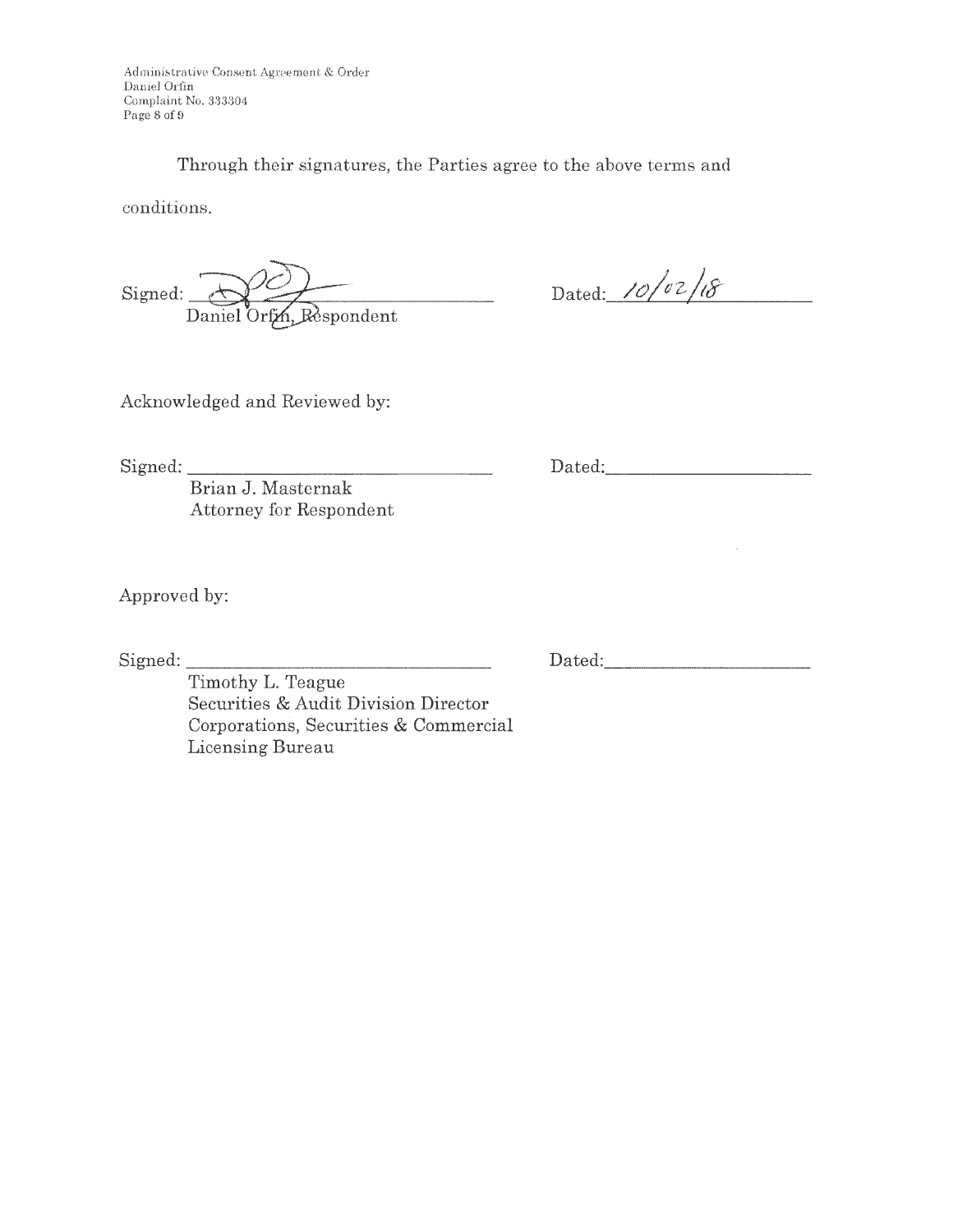Through their signatures, the Parties agree to the above terms and conditions.

Signed: ______________________ Dated: 10/02/18
Daniel Orfin, Respondent

Acknowledged and Reviewed by:

Signed: ______________________ Dated: ______________________
Brian J. Masternak
Attorney for Respondent

Approved by:

Signed: ______________________ Dated: ______________________
Timothy L. Teague
Securities & Audit Division Director
Corporations, Securities & Commercial Licensing Bureau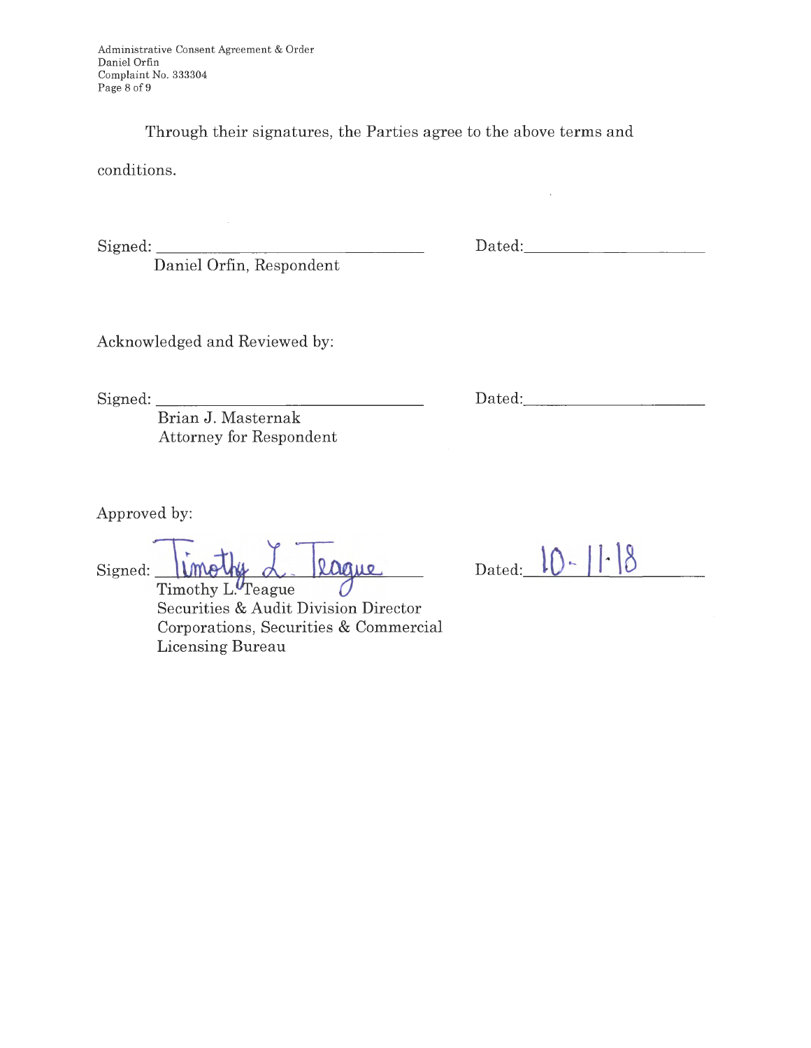Through their signatures, the Parties agree to the above terms and conditions.

Signed: ______________________________ Dated: ____________________
Daniel Orfin, Respondent

Acknowledged and Reviewed by:

Signed: ______________________________ Dated: ____________________
Brian J. Masternak
Attorney for Respondent

Approved by:

Signed: Timothy L. Teague Dated: 10-11-18
Timothy L. Teague
Securities & Audit Division Director
Corporations, Securities & Commercial Licensing Bureau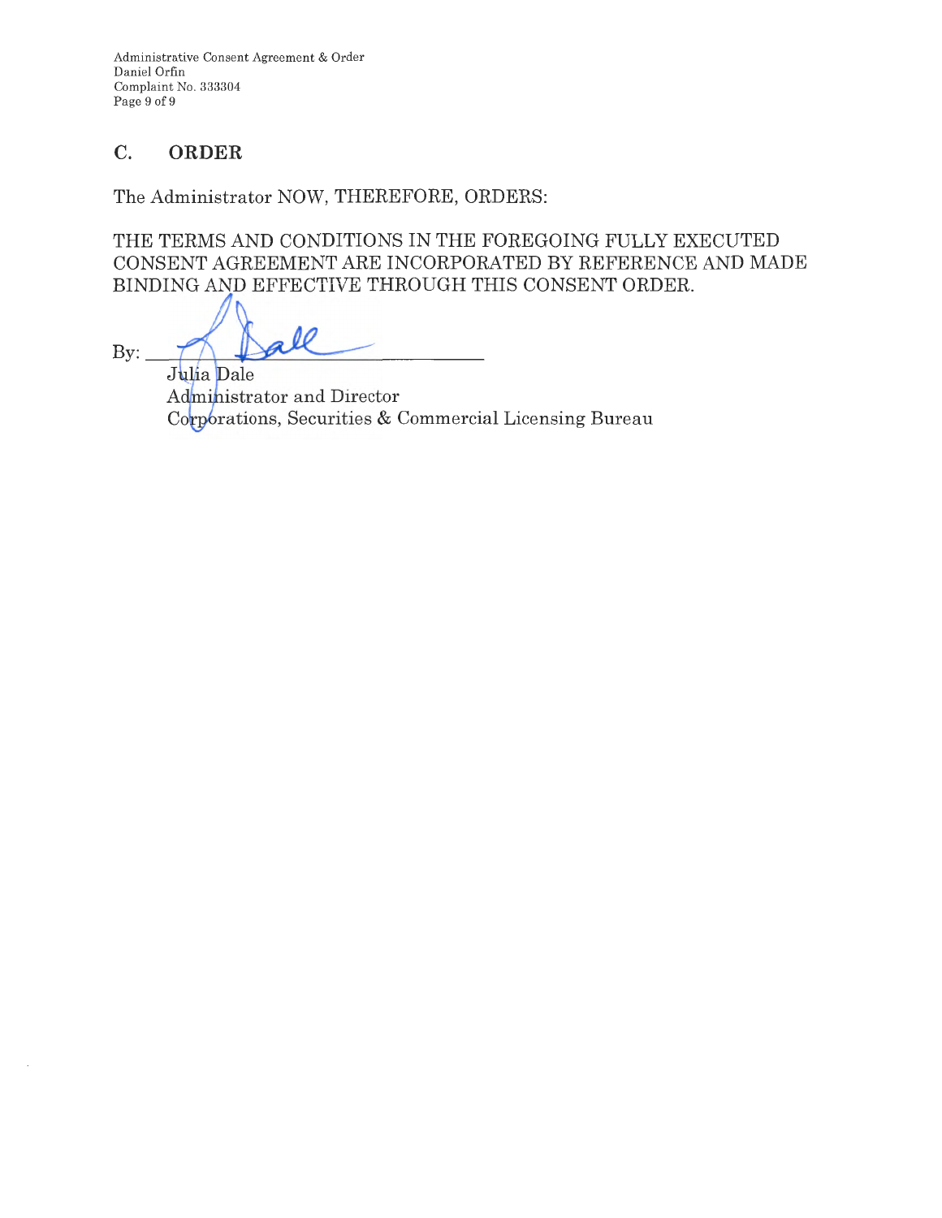## C. ORDER

The Administrator NOW, THEREFORE, ORDERS:

THE TERMS AND CONDITIONS IN THE FOREGOING FULLY EXECUTED CONSENT AGREEMENT ARE INCORPORATED BY REFERENCE AND MADE BINDING AND EFFECTIVE THROUGH THIS CONSENT ORDER.

By: ______________________________

Julia Dale
Administrator and Director
Corporations, Securities & Commercial Licensing Bureau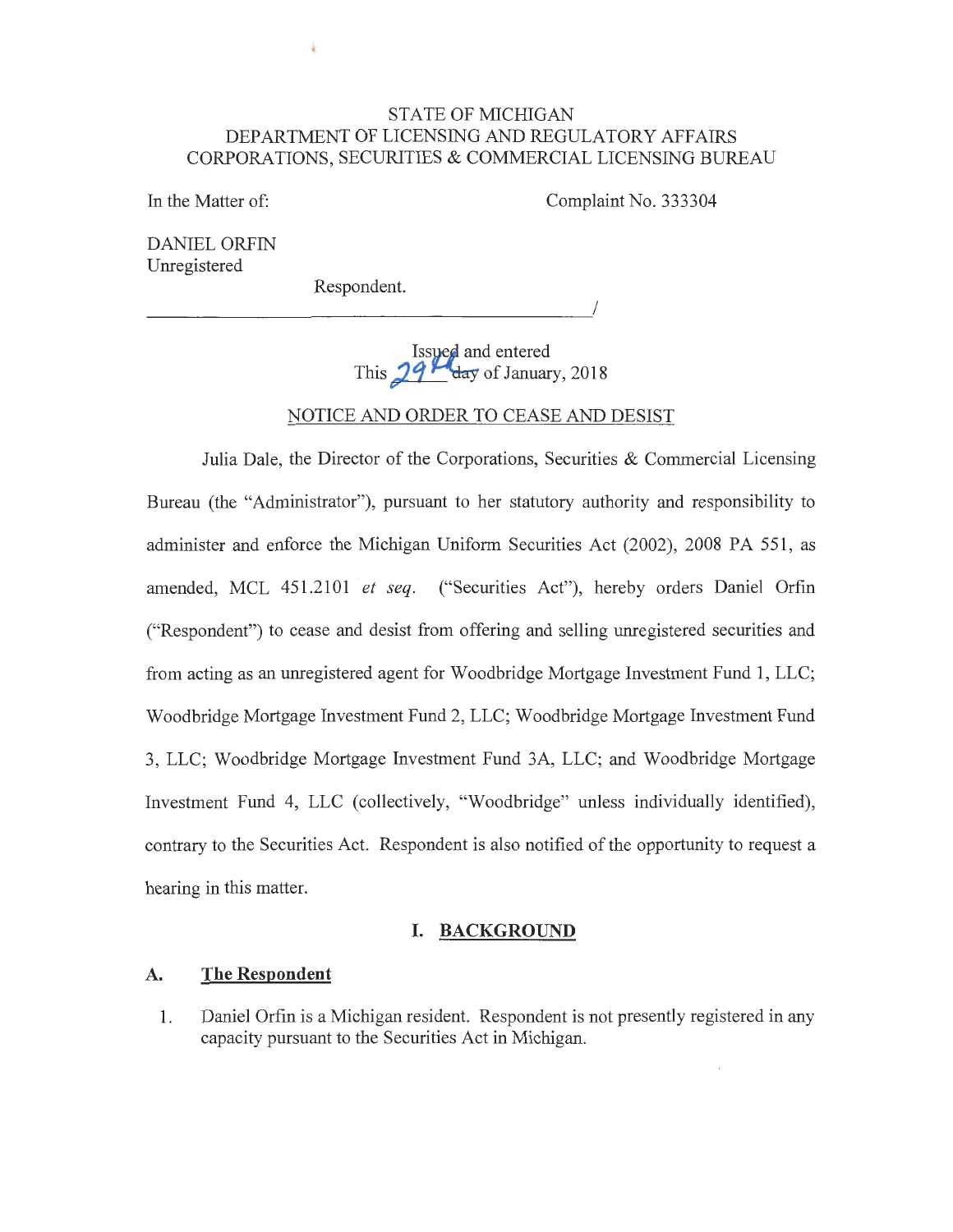STATE OF MICHIGAN
DEPARTMENT OF LICENSING AND REGULATORY AFFAIRS
CORPORATIONS, SECURITIES & COMMERCIAL LICENSING BUREAU

In the Matter of:

Complaint No. 333304

DANIEL ORFIN
Unregistered

Respondent.

/

Issued and entered
This 29th day of January, 2018

NOTICE AND ORDER TO CEASE AND DESIST

Julia Dale, the Director of the Corporations, Securities & Commercial Licensing Bureau (the "Administrator"), pursuant to her statutory authority and responsibility to administer and enforce the Michigan Uniform Securities Act (2002), 2008 PA 551, as amended, MCL 451.2101 *et seq.* ("Securities Act"), hereby orders Daniel Orfin ("Respondent") to cease and desist from offering and selling unregistered securities and from acting as an unregistered agent for Woodbridge Mortgage Investment Fund 1, LLC; Woodbridge Mortgage Investment Fund 2, LLC; Woodbridge Mortgage Investment Fund 3, LLC; Woodbridge Mortgage Investment Fund 3A, LLC; and Woodbridge Mortgage Investment Fund 4, LLC (collectively, "Woodbridge" unless individually identified), contrary to the Securities Act. Respondent is also notified of the opportunity to request a hearing in this matter.

## I. BACKGROUND

### A. The Respondent

1. Daniel Orfin is a Michigan resident. Respondent is not presently registered in any capacity pursuant to the Securities Act in Michigan.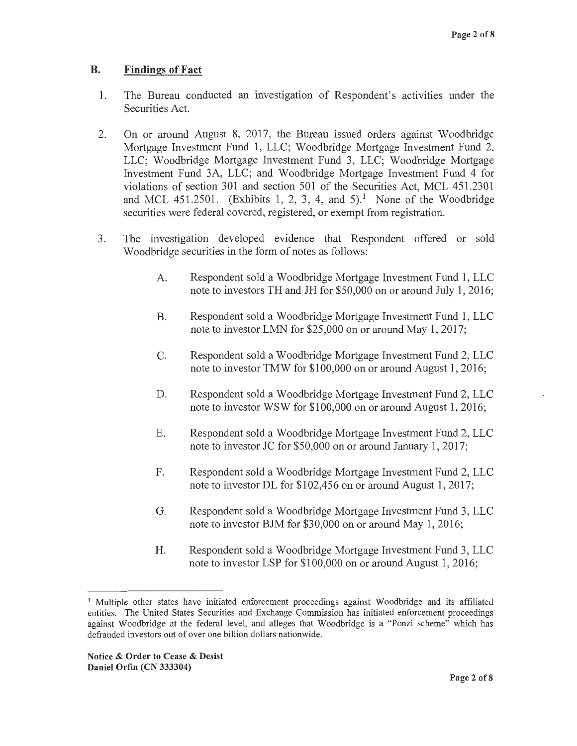## B. Findings of Fact

1. The Bureau conducted an investigation of Respondent's activities under the Securities Act.

2. On or around August 8, 2017, the Bureau issued orders against Woodbridge Mortgage Investment Fund 1, LLC; Woodbridge Mortgage Investment Fund 2, LLC; Woodbridge Mortgage Investment Fund 3, LLC; Woodbridge Mortgage Investment Fund 3A, LLC; and Woodbridge Mortgage Investment Fund 4 for violations of section 301 and section 501 of the Securities Act, MCL 451.2301 and MCL 451.2501. (Exhibits 1, 2, 3, 4, and 5).[1] None of the Woodbridge securities were federal covered, registered, or exempt from registration.

3. The investigation developed evidence that Respondent offered or sold Woodbridge securities in the form of notes as follows:

   A. Respondent sold a Woodbridge Mortgage Investment Fund 1, LLC note to investors TH and JH for $50,000 on or around July 1, 2016;

   B. Respondent sold a Woodbridge Mortgage Investment Fund 1, LLC note to investor LMN for $25,000 on or around May 1, 2017;

   C. Respondent sold a Woodbridge Mortgage Investment Fund 2, LLC note to investor TMW for $100,000 on or around August 1, 2016;

   D. Respondent sold a Woodbridge Mortgage Investment Fund 2, LLC note to investor WSW for $100,000 on or around August 1, 2016;

   E. Respondent sold a Woodbridge Mortgage Investment Fund 2, LLC note to investor JC for $50,000 on or around January 1, 2017;

   F. Respondent sold a Woodbridge Mortgage Investment Fund 2, LLC note to investor DL for $102,456 on or around August 1, 2017;

   G. Respondent sold a Woodbridge Mortgage Investment Fund 3, LLC note to investor BJM for $30,000 on or around May 1, 2016;

   H. Respondent sold a Woodbridge Mortgage Investment Fund 3, LLC note to investor LSP for $100,000 on or around August 1, 2016;

---

[1] Multiple other states have initiated enforcement proceedings against Woodbridge and its affiliated entities. The United States Securities and Exchange Commission has initiated enforcement proceedings against Woodbridge at the federal level, and alleges that Woodbridge is a "Ponzi scheme" which has defrauded investors out of over one billion dollars nationwide.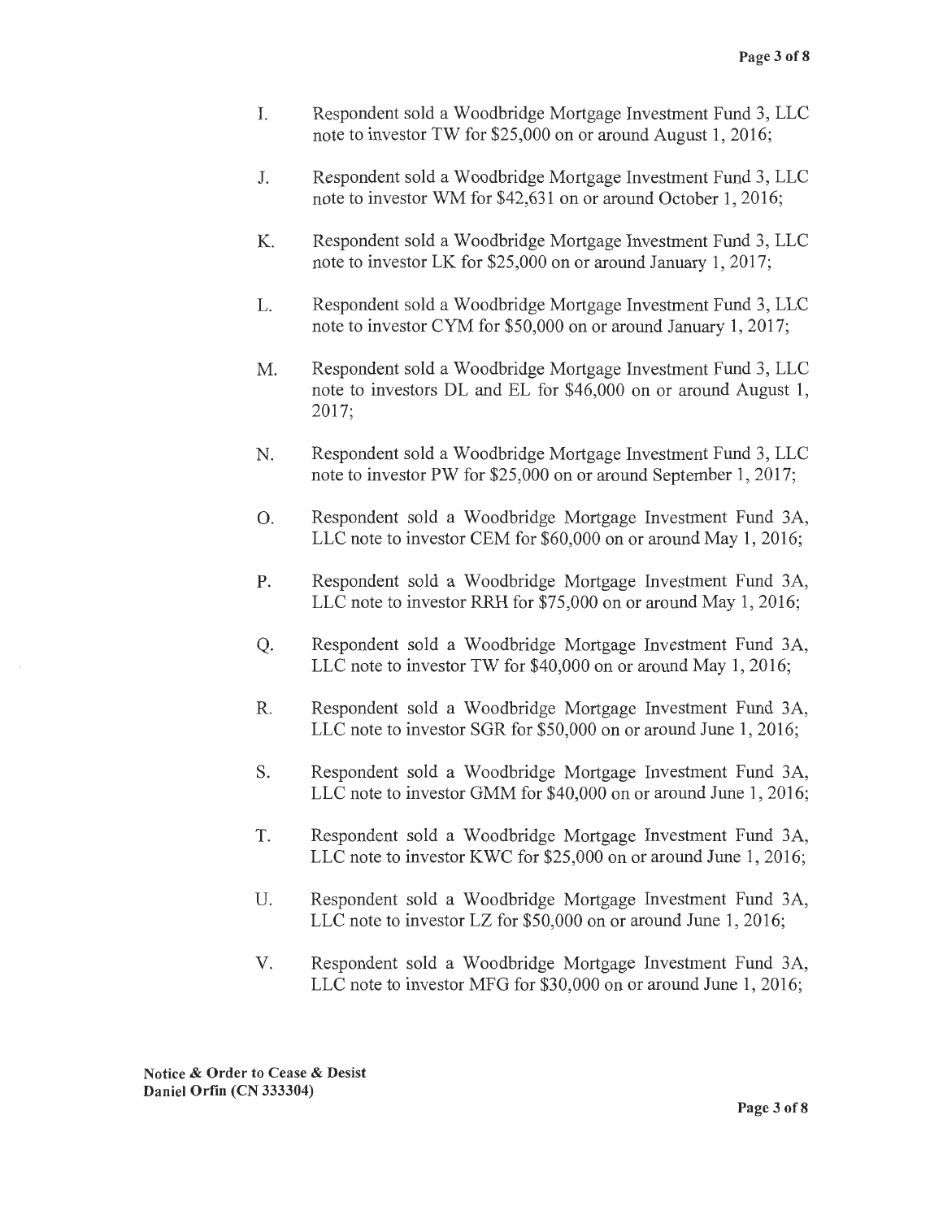I. Respondent sold a Woodbridge Mortgage Investment Fund 3, LLC note to investor TW for $25,000 on or around August 1, 2016;

J. Respondent sold a Woodbridge Mortgage Investment Fund 3, LLC note to investor WM for $42,631 on or around October 1, 2016;

K. Respondent sold a Woodbridge Mortgage Investment Fund 3, LLC note to investor LK for $25,000 on or around January 1, 2017;

L. Respondent sold a Woodbridge Mortgage Investment Fund 3, LLC note to investor CYM for $50,000 on or around January 1, 2017;

M. Respondent sold a Woodbridge Mortgage Investment Fund 3, LLC note to investors DL and EL for $46,000 on or around August 1, 2017;

N. Respondent sold a Woodbridge Mortgage Investment Fund 3, LLC note to investor PW for $25,000 on or around September 1, 2017;

O. Respondent sold a Woodbridge Mortgage Investment Fund 3A, LLC note to investor CEM for $60,000 on or around May 1, 2016;

P. Respondent sold a Woodbridge Mortgage Investment Fund 3A, LLC note to investor RRH for $75,000 on or around May 1, 2016;

Q. Respondent sold a Woodbridge Mortgage Investment Fund 3A, LLC note to investor TW for $40,000 on or around May 1, 2016;

R. Respondent sold a Woodbridge Mortgage Investment Fund 3A, LLC note to investor SGR for $50,000 on or around June 1, 2016;

S. Respondent sold a Woodbridge Mortgage Investment Fund 3A, LLC note to investor GMM for $40,000 on or around June 1, 2016;

T. Respondent sold a Woodbridge Mortgage Investment Fund 3A, LLC note to investor KWC for $25,000 on or around June 1, 2016;

U. Respondent sold a Woodbridge Mortgage Investment Fund 3A, LLC note to investor LZ for $50,000 on or around June 1, 2016;

V. Respondent sold a Woodbridge Mortgage Investment Fund 3A, LLC note to investor MFG for $30,000 on or around June 1, 2016;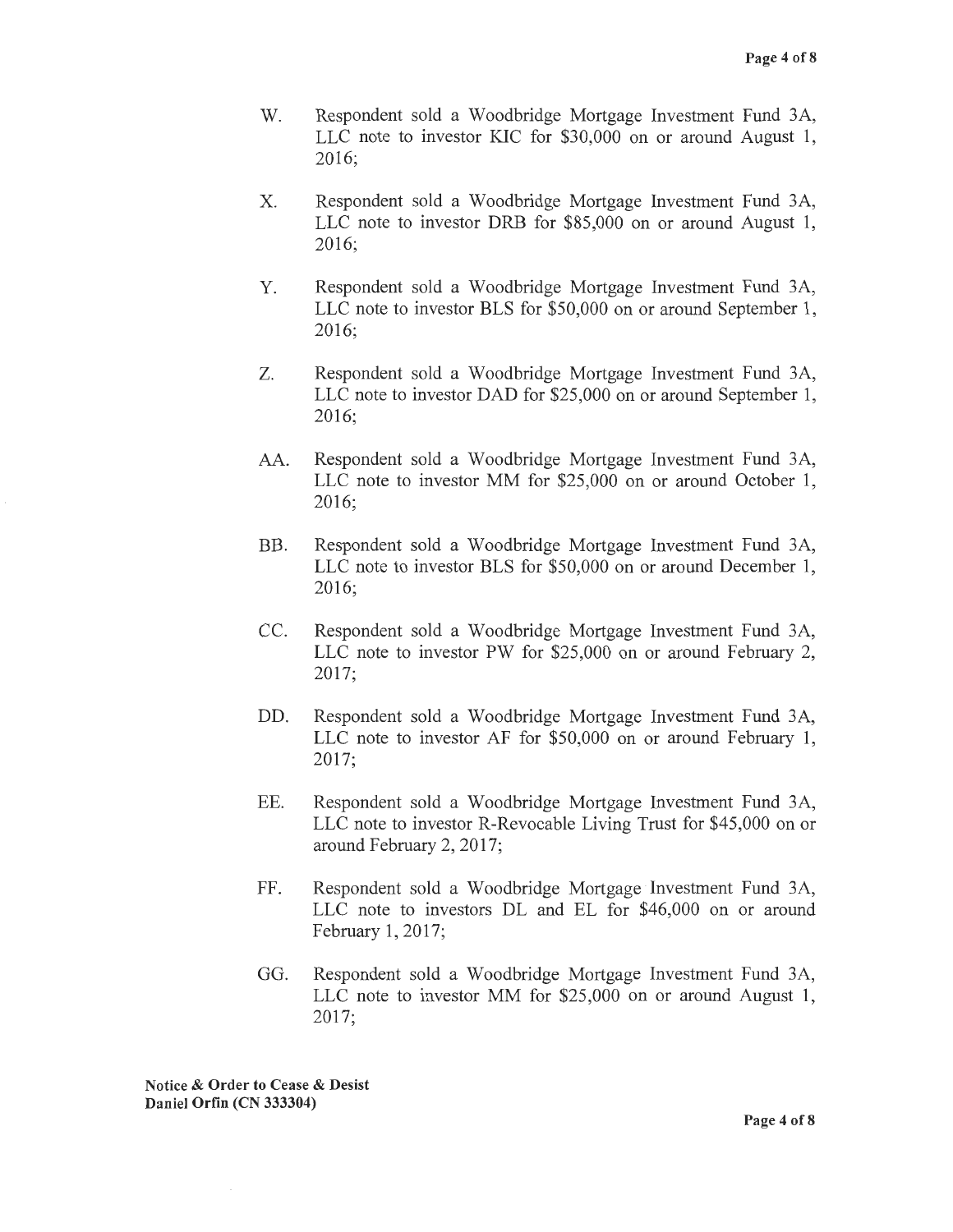W. Respondent sold a Woodbridge Mortgage Investment Fund 3A, LLC note to investor KIC for $30,000 on or around August 1, 2016;

X. Respondent sold a Woodbridge Mortgage Investment Fund 3A, LLC note to investor DRB for $85,000 on or around August 1, 2016;

Y. Respondent sold a Woodbridge Mortgage Investment Fund 3A, LLC note to investor BLS for $50,000 on or around September 1, 2016;

Z. Respondent sold a Woodbridge Mortgage Investment Fund 3A, LLC note to investor DAD for $25,000 on or around September 1, 2016;

AA. Respondent sold a Woodbridge Mortgage Investment Fund 3A, LLC note to investor MM for $25,000 on or around October 1, 2016;

BB. Respondent sold a Woodbridge Mortgage Investment Fund 3A, LLC note to investor BLS for $50,000 on or around December 1, 2016;

CC. Respondent sold a Woodbridge Mortgage Investment Fund 3A, LLC note to investor PW for $25,000 on or around February 2, 2017;

DD. Respondent sold a Woodbridge Mortgage Investment Fund 3A, LLC note to investor AF for $50,000 on or around February 1, 2017;

EE. Respondent sold a Woodbridge Mortgage Investment Fund 3A, LLC note to investor R-Revocable Living Trust for $45,000 on or around February 2, 2017;

FF. Respondent sold a Woodbridge Mortgage Investment Fund 3A, LLC note to investors DL and EL for $46,000 on or around February 1, 2017;

GG. Respondent sold a Woodbridge Mortgage Investment Fund 3A, LLC note to investor MM for $25,000 on or around August 1, 2017;

**Notice & Order to Cease & Desist**
**Daniel Orfin (CN 333304)**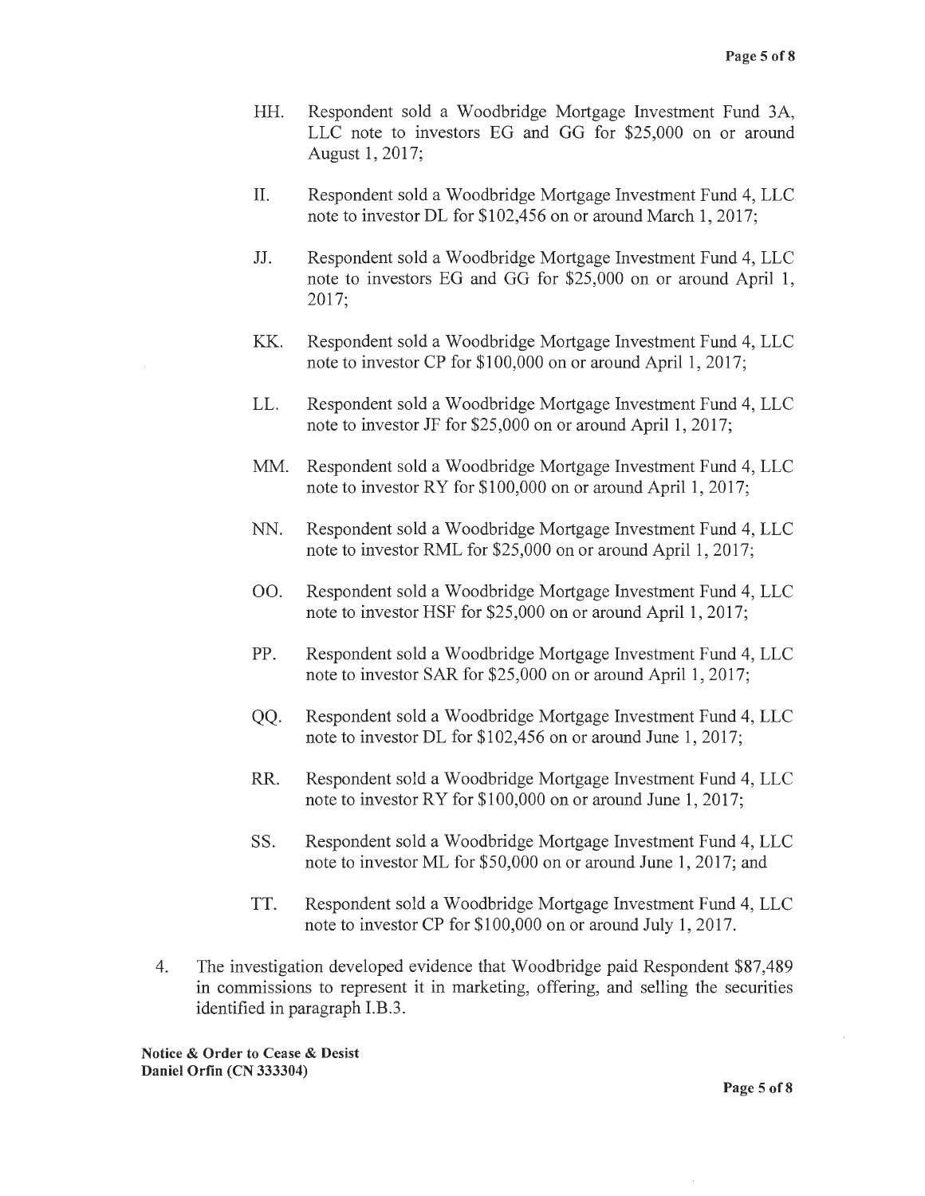HH. Respondent sold a Woodbridge Mortgage Investment Fund 3A, LLC note to investors EG and GG for $25,000 on or around August 1, 2017;

II. Respondent sold a Woodbridge Mortgage Investment Fund 4, LLC note to investor DL for $102,456 on or around March 1, 2017;

JJ. Respondent sold a Woodbridge Mortgage Investment Fund 4, LLC note to investors EG and GG for $25,000 on or around April 1, 2017;

KK. Respondent sold a Woodbridge Mortgage Investment Fund 4, LLC note to investor CP for $100,000 on or around April 1, 2017;

LL. Respondent sold a Woodbridge Mortgage Investment Fund 4, LLC note to investor JF for $25,000 on or around April 1, 2017;

MM. Respondent sold a Woodbridge Mortgage Investment Fund 4, LLC note to investor RY for $100,000 on or around April 1, 2017;

NN. Respondent sold a Woodbridge Mortgage Investment Fund 4, LLC note to investor RML for $25,000 on or around April 1, 2017;

OO. Respondent sold a Woodbridge Mortgage Investment Fund 4, LLC note to investor HSF for $25,000 on or around April 1, 2017;

PP. Respondent sold a Woodbridge Mortgage Investment Fund 4, LLC note to investor SAR for $25,000 on or around April 1, 2017;

QQ. Respondent sold a Woodbridge Mortgage Investment Fund 4, LLC note to investor DL for $102,456 on or around June 1, 2017;

RR. Respondent sold a Woodbridge Mortgage Investment Fund 4, LLC note to investor RY for $100,000 on or around June 1, 2017;

SS. Respondent sold a Woodbridge Mortgage Investment Fund 4, LLC note to investor ML for $50,000 on or around June 1, 2017; and

TT. Respondent sold a Woodbridge Mortgage Investment Fund 4, LLC note to investor CP for $100,000 on or around July 1, 2017.

4. The investigation developed evidence that Woodbridge paid Respondent $87,489 in commissions to represent it in marketing, offering, and selling the securities identified in paragraph I.B.3.

**Notice & Order to Cease & Desist**
**Daniel Orfin (CN 333304)**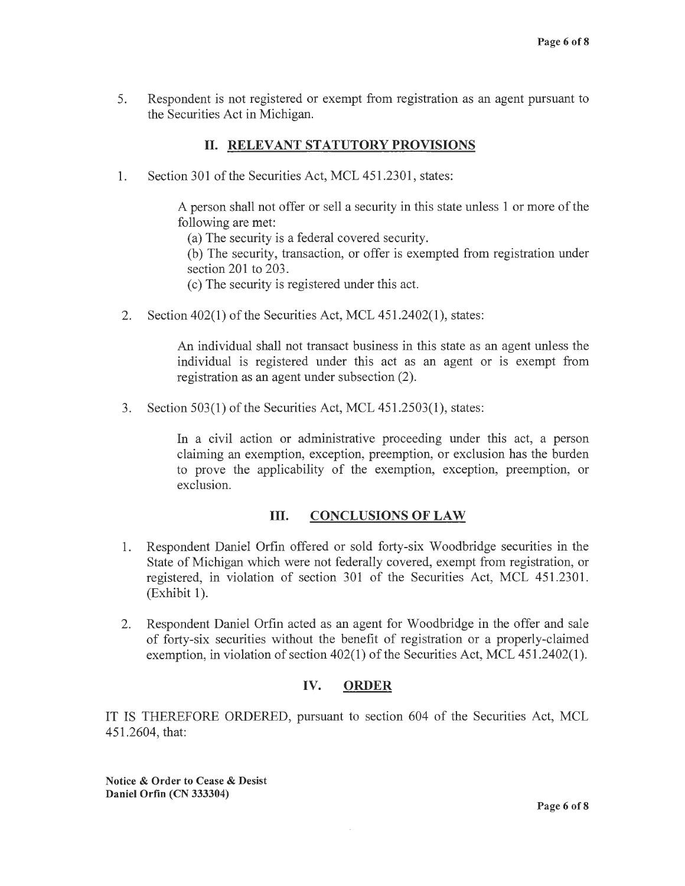5. Respondent is not registered or exempt from registration as an agent pursuant to the Securities Act in Michigan.

## II. RELEVANT STATUTORY PROVISIONS

1. Section 301 of the Securities Act, MCL 451.2301, states:

   > A person shall not offer or sell a security in this state unless 1 or more of the following are met:
   > (a) The security is a federal covered security.
   > (b) The security, transaction, or offer is exempted from registration under section 201 to 203.
   > (c) The security is registered under this act.

2. Section 402(1) of the Securities Act, MCL 451.2402(1), states:

   > An individual shall not transact business in this state as an agent unless the individual is registered under this act as an agent or is exempt from registration as an agent under subsection (2).

3. Section 503(1) of the Securities Act, MCL 451.2503(1), states:

   > In a civil action or administrative proceeding under this act, a person claiming an exemption, exception, preemption, or exclusion has the burden to prove the applicability of the exemption, exception, preemption, or exclusion.

## III. CONCLUSIONS OF LAW

1. Respondent Daniel Orfin offered or sold forty-six Woodbridge securities in the State of Michigan which were not federally covered, exempt from registration, or registered, in violation of section 301 of the Securities Act, MCL 451.2301. (Exhibit 1).

2. Respondent Daniel Orfin acted as an agent for Woodbridge in the offer and sale of forty-six securities without the benefit of registration or a properly-claimed exemption, in violation of section 402(1) of the Securities Act, MCL 451.2402(1).

## IV. ORDER

IT IS THEREFORE ORDERED, pursuant to section 604 of the Securities Act, MCL 451.2604, that:

**Notice & Order to Cease & Desist**
**Daniel Orfin (CN 333304)**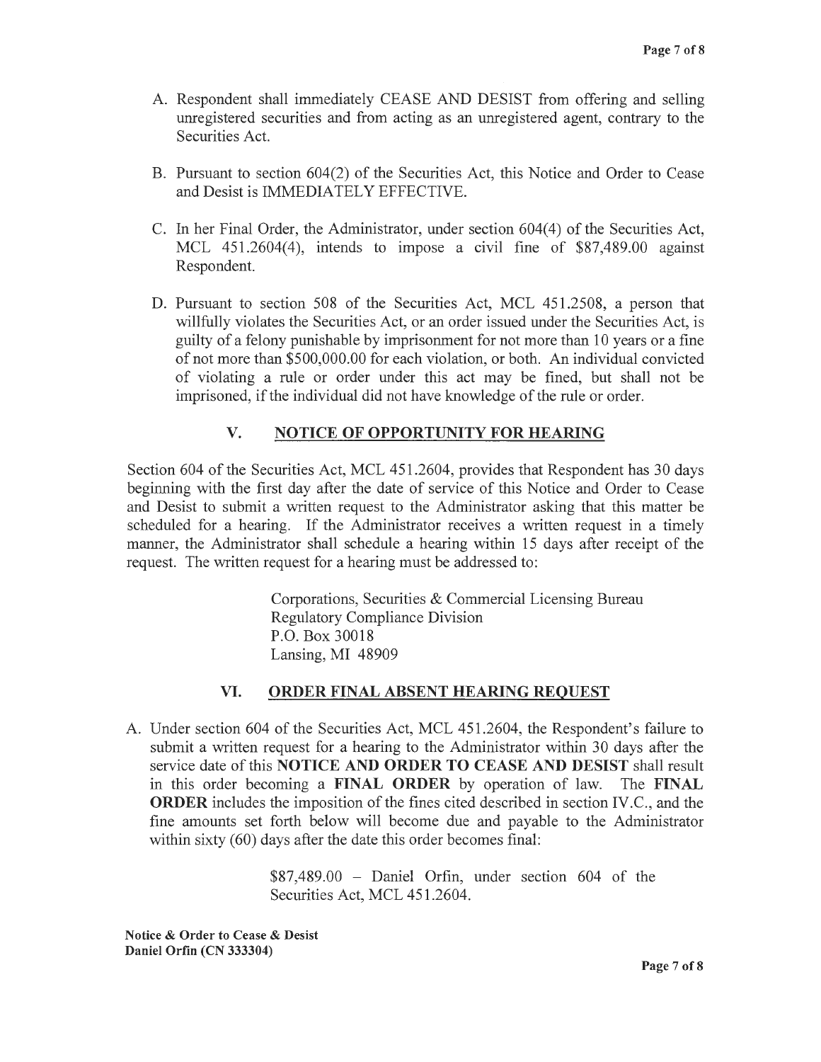A. Respondent shall immediately CEASE AND DESIST from offering and selling unregistered securities and from acting as an unregistered agent, contrary to the Securities Act.

B. Pursuant to section 604(2) of the Securities Act, this Notice and Order to Cease and Desist is IMMEDIATELY EFFECTIVE.

C. In her Final Order, the Administrator, under section 604(4) of the Securities Act, MCL 451.2604(4), intends to impose a civil fine of $87,489.00 against Respondent.

D. Pursuant to section 508 of the Securities Act, MCL 451.2508, a person that willfully violates the Securities Act, or an order issued under the Securities Act, is guilty of a felony punishable by imprisonment for not more than 10 years or a fine of not more than $500,000.00 for each violation, or both. An individual convicted of violating a rule or order under this act may be fined, but shall not be imprisoned, if the individual did not have knowledge of the rule or order.

## V. NOTICE OF OPPORTUNITY FOR HEARING

Section 604 of the Securities Act, MCL 451.2604, provides that Respondent has 30 days beginning with the first day after the date of service of this Notice and Order to Cease and Desist to submit a written request to the Administrator asking that this matter be scheduled for a hearing. If the Administrator receives a written request in a timely manner, the Administrator shall schedule a hearing within 15 days after receipt of the request. The written request for a hearing must be addressed to:

> Corporations, Securities & Commercial Licensing Bureau
> Regulatory Compliance Division
> P.O. Box 30018
> Lansing, MI 48909

## VI. ORDER FINAL ABSENT HEARING REQUEST

A. Under section 604 of the Securities Act, MCL 451.2604, the Respondent's failure to submit a written request for a hearing to the Administrator within 30 days after the service date of this **NOTICE AND ORDER TO CEASE AND DESIST** shall result in this order becoming a **FINAL ORDER** by operation of law. The **FINAL ORDER** includes the imposition of the fines cited described in section IV.C., and the fine amounts set forth below will become due and payable to the Administrator within sixty (60) days after the date this order becomes final:

> $87,489.00 – Daniel Orfin, under section 604 of the Securities Act, MCL 451.2604.

**Notice & Order to Cease & Desist**
**Daniel Orfin (CN 333304)**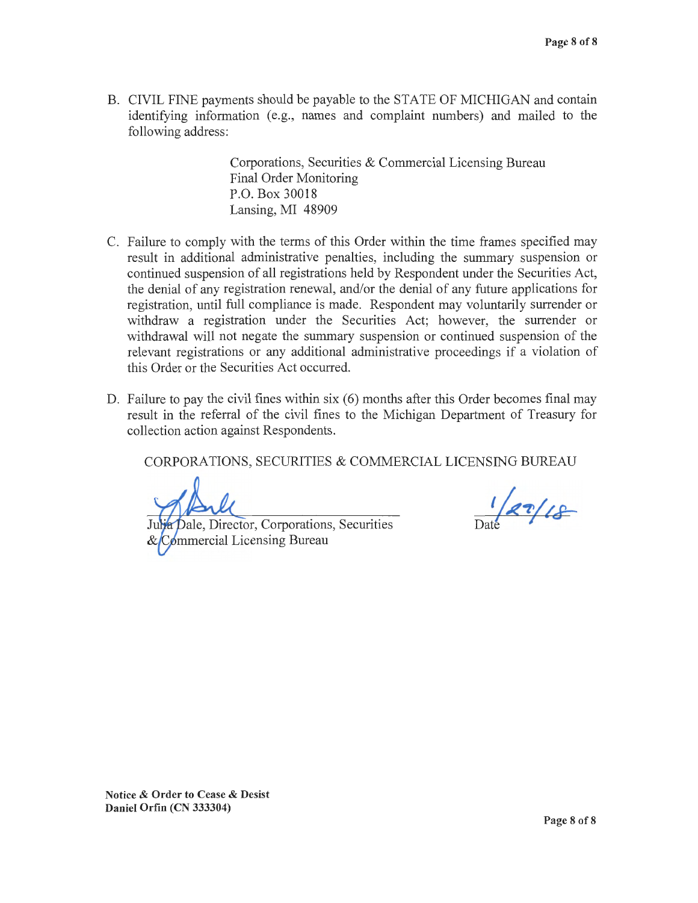B. CIVIL FINE payments should be payable to the STATE OF MICHIGAN and contain identifying information (e.g., names and complaint numbers) and mailed to the following address:

Corporations, Securities & Commercial Licensing Bureau
Final Order Monitoring
P.O. Box 30018
Lansing, MI 48909

C. Failure to comply with the terms of this Order within the time frames specified may result in additional administrative penalties, including the summary suspension or continued suspension of all registrations held by Respondent under the Securities Act, the denial of any registration renewal, and/or the denial of any future applications for registration, until full compliance is made. Respondent may voluntarily surrender or withdraw a registration under the Securities Act; however, the surrender or withdrawal will not negate the summary suspension or continued suspension of the relevant registrations or any additional administrative proceedings if a violation of this Order or the Securities Act occurred.

D. Failure to pay the civil fines within six (6) months after this Order becomes final may result in the referral of the civil fines to the Michigan Department of Treasury for collection action against Respondents.

CORPORATIONS, SECURITIES & COMMERCIAL LICENSING BUREAU

Julia Dale, Director, Corporations, Securities & Commercial Licensing Bureau

1/29/18
Date

**Notice & Order to Cease & Desist**
**Daniel Orfin (CN 333304)**